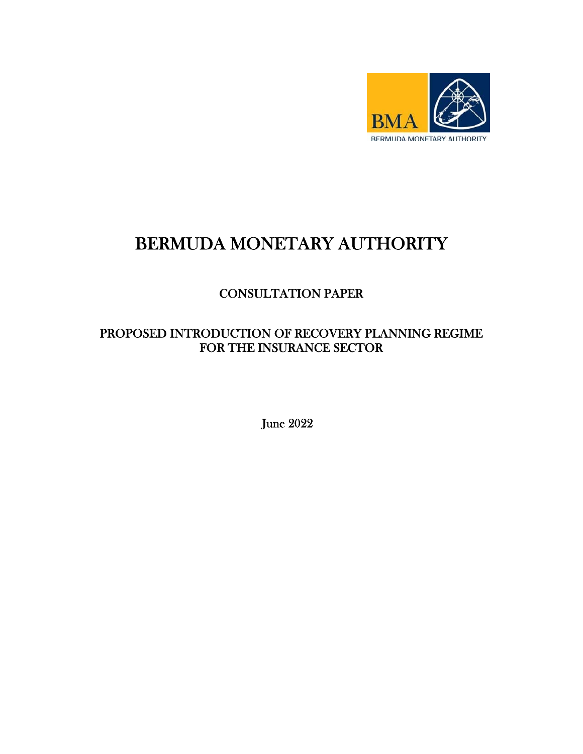BMA

BERMUDA MONETARY AUTHORITY

# BERMUDA MONETARY AUTHORITY

## CONSULTATION PAPER

## PROPOSED INTRODUCTION OF RECOVERY PLANNING REGIME FOR THE INSURANCE SECTOR

June 2022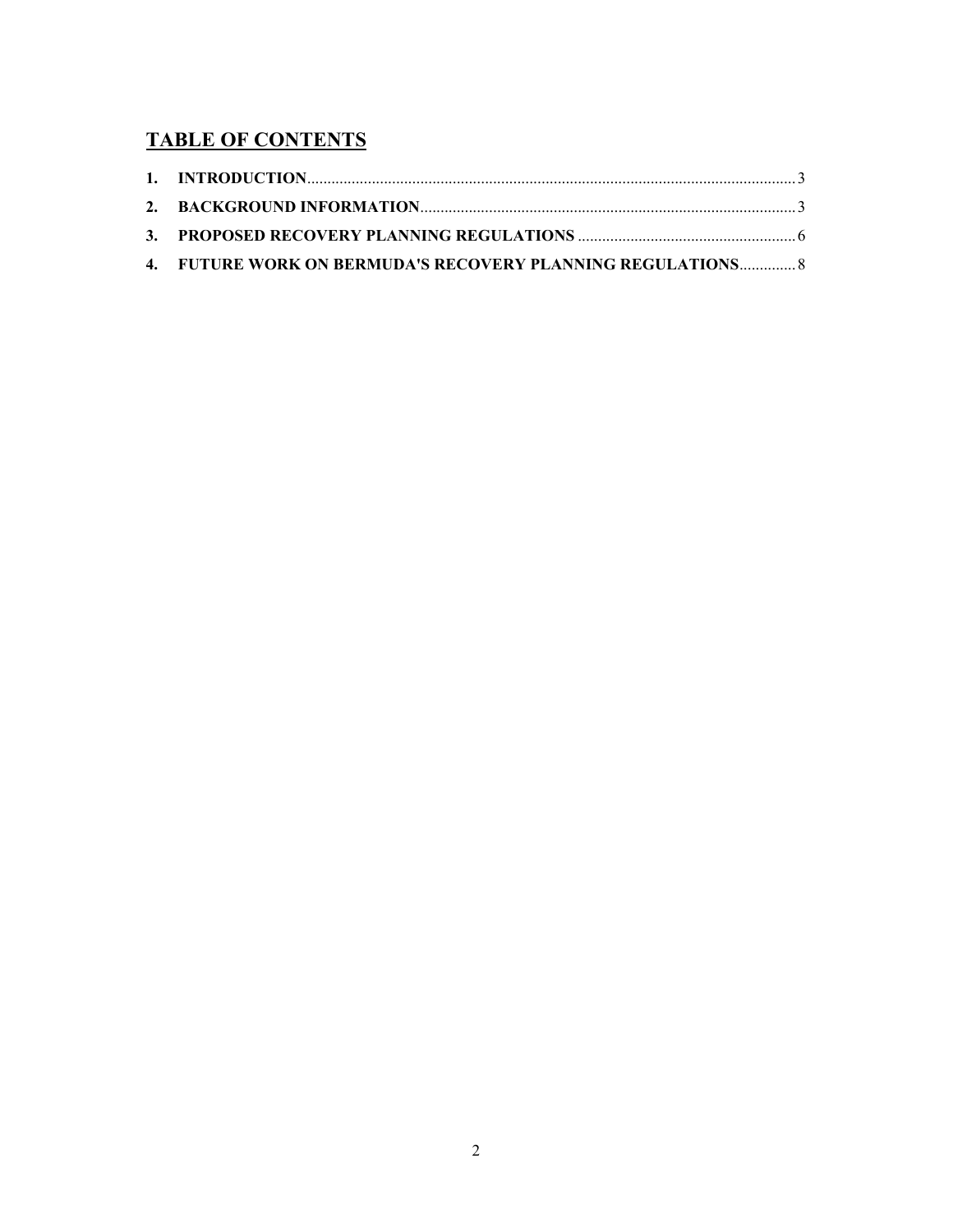## TABLE OF CONTENTS

1. **INTRODUCTION** ........ 3
2. **BACKGROUND INFORMATION** ........ 3
3. **PROPOSED RECOVERY PLANNING REGULATIONS** ........ 6
4. **FUTURE WORK ON BERMUDA'S RECOVERY PLANNING REGULATIONS** ........ 8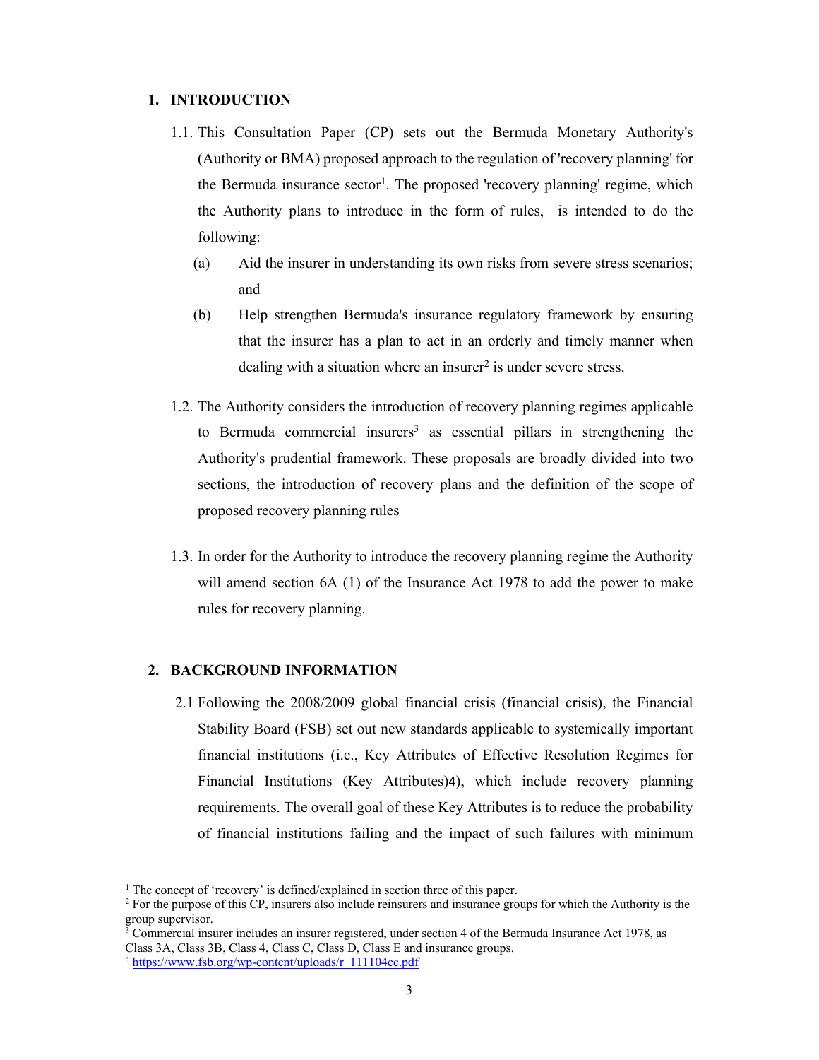## 1. INTRODUCTION

1.1. This Consultation Paper (CP) sets out the Bermuda Monetary Authority's (Authority or BMA) proposed approach to the regulation of 'recovery planning' for the Bermuda insurance sector[1]. The proposed 'recovery planning' regime, which the Authority plans to introduce in the form of rules, is intended to do the following:

(a) Aid the insurer in understanding its own risks from severe stress scenarios; and

(b) Help strengthen Bermuda's insurance regulatory framework by ensuring that the insurer has a plan to act in an orderly and timely manner when dealing with a situation where an insurer[2] is under severe stress.

1.2. The Authority considers the introduction of recovery planning regimes applicable to Bermuda commercial insurers[3] as essential pillars in strengthening the Authority's prudential framework. These proposals are broadly divided into two sections, the introduction of recovery plans and the definition of the scope of proposed recovery planning rules

1.3. In order for the Authority to introduce the recovery planning regime the Authority will amend section 6A (1) of the Insurance Act 1978 to add the power to make rules for recovery planning.

## 2. BACKGROUND INFORMATION

2.1 Following the 2008/2009 global financial crisis (financial crisis), the Financial Stability Board (FSB) set out new standards applicable to systemically important financial institutions (i.e., Key Attributes of Effective Resolution Regimes for Financial Institutions (Key Attributes)[4]), which include recovery planning requirements. The overall goal of these Key Attributes is to reduce the probability of financial institutions failing and the impact of such failures with minimum

---

[1] The concept of 'recovery' is defined/explained in section three of this paper.

[2] For the purpose of this CP, insurers also include reinsurers and insurance groups for which the Authority is the group supervisor.

[3] Commercial insurer includes an insurer registered, under section 4 of the Bermuda Insurance Act 1978, as Class 3A, Class 3B, Class 4, Class C, Class D, Class E and insurance groups.

[4] https://www.fsb.org/wp-content/uploads/r_111104cc.pdf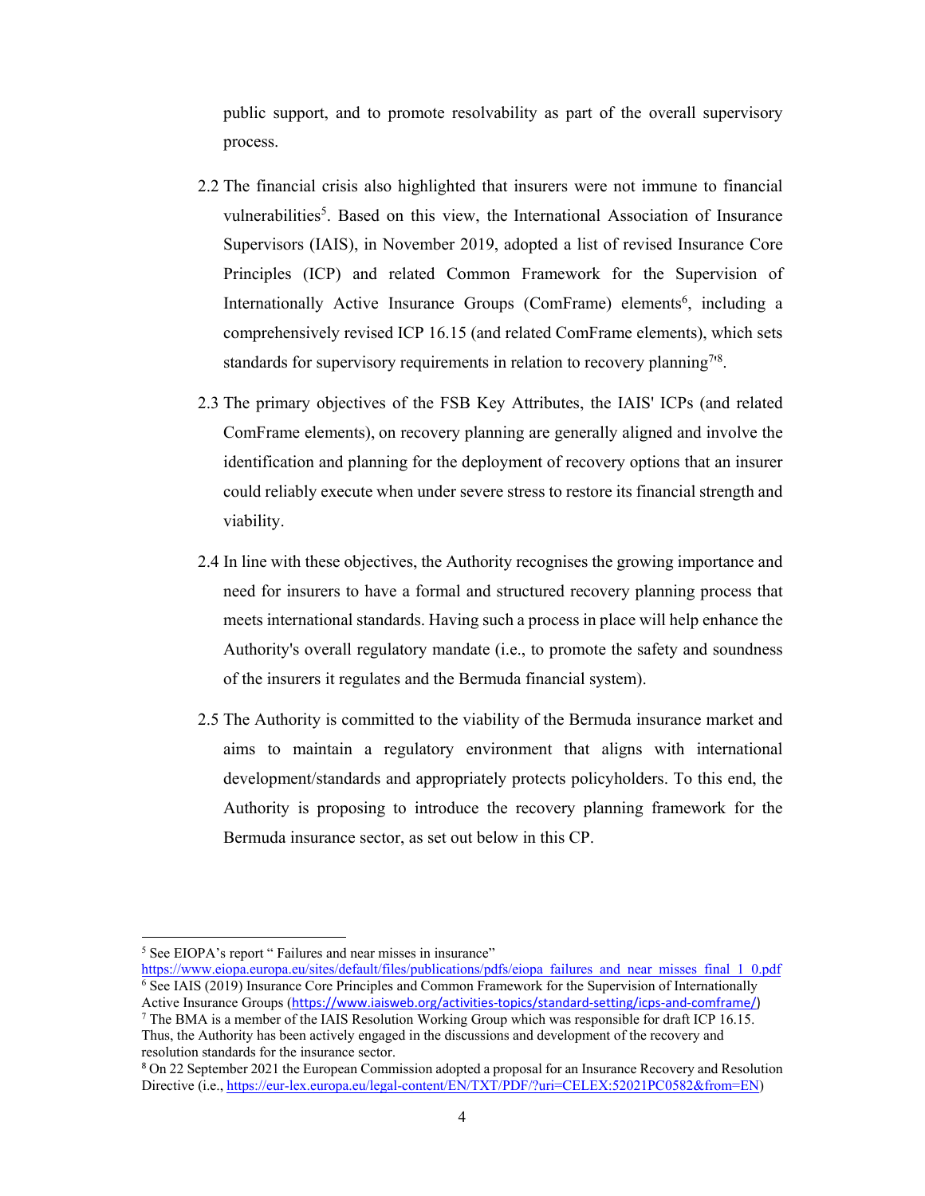public support, and to promote resolvability as part of the overall supervisory process.

2.2 The financial crisis also highlighted that insurers were not immune to financial vulnerabilities[5]. Based on this view, the International Association of Insurance Supervisors (IAIS), in November 2019, adopted a list of revised Insurance Core Principles (ICP) and related Common Framework for the Supervision of Internationally Active Insurance Groups (ComFrame) elements[6], including a comprehensively revised ICP 16.15 (and related ComFrame elements), which sets standards for supervisory requirements in relation to recovery planning[7][8].

2.3 The primary objectives of the FSB Key Attributes, the IAIS' ICPs (and related ComFrame elements), on recovery planning are generally aligned and involve the identification and planning for the deployment of recovery options that an insurer could reliably execute when under severe stress to restore its financial strength and viability.

2.4 In line with these objectives, the Authority recognises the growing importance and need for insurers to have a formal and structured recovery planning process that meets international standards. Having such a process in place will help enhance the Authority's overall regulatory mandate (i.e., to promote the safety and soundness of the insurers it regulates and the Bermuda financial system).

2.5 The Authority is committed to the viability of the Bermuda insurance market and aims to maintain a regulatory environment that aligns with international development/standards and appropriately protects policyholders. To this end, the Authority is proposing to introduce the recovery planning framework for the Bermuda insurance sector, as set out below in this CP.

---

[5] See EIOPA's report " Failures and near misses in insurance" https://www.eiopa.europa.eu/sites/default/files/publications/pdfs/eiopa_failures_and_near_misses_final_1_0.pdf

[6] See IAIS (2019) Insurance Core Principles and Common Framework for the Supervision of Internationally Active Insurance Groups (https://www.iaisweb.org/activities-topics/standard-setting/icps-and-comframe/)

[7] The BMA is a member of the IAIS Resolution Working Group which was responsible for draft ICP 16.15. Thus, the Authority has been actively engaged in the discussions and development of the recovery and resolution standards for the insurance sector.

[8] On 22 September 2021 the European Commission adopted a proposal for an Insurance Recovery and Resolution Directive (i.e., https://eur-lex.europa.eu/legal-content/EN/TXT/PDF/?uri=CELEX:52021PC0582&from=EN)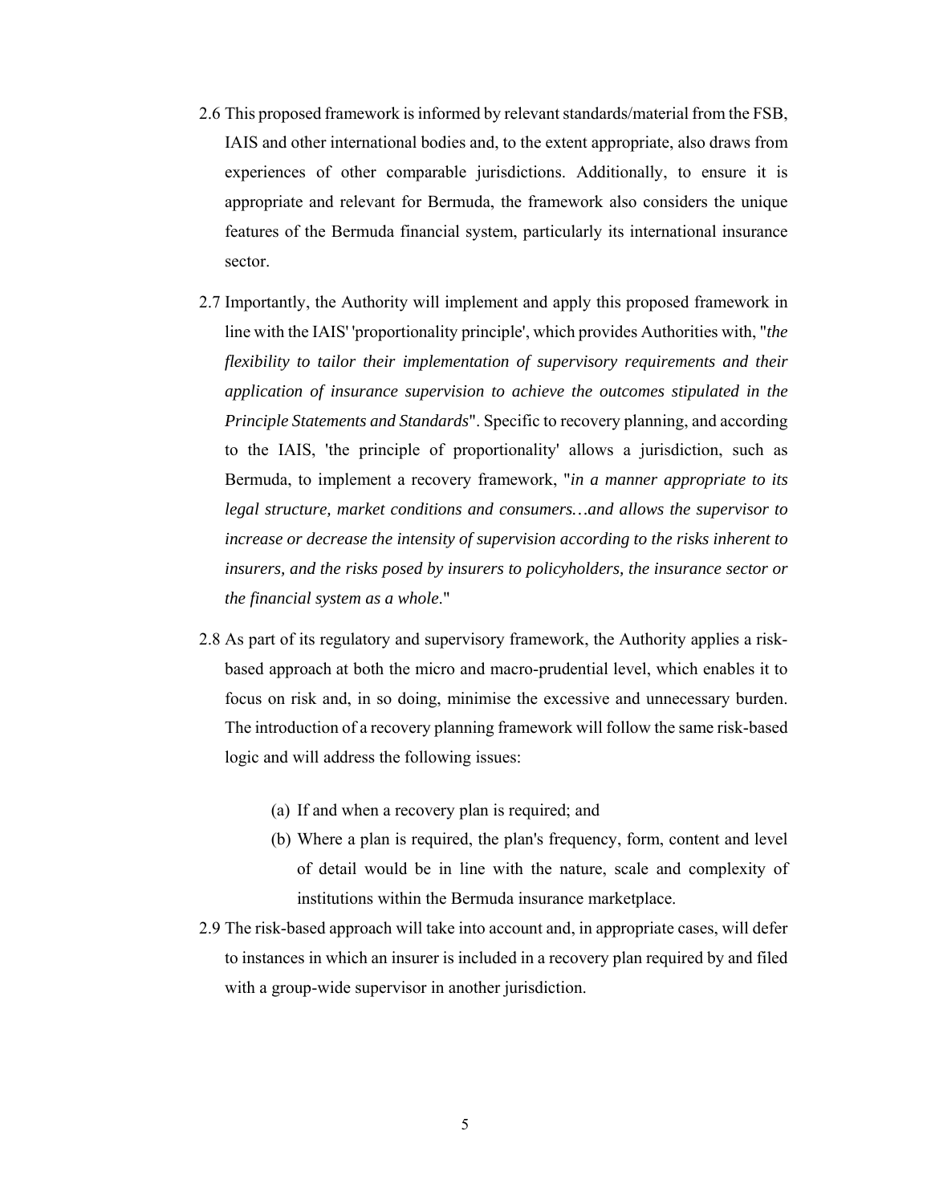2.6 This proposed framework is informed by relevant standards/material from the FSB, IAIS and other international bodies and, to the extent appropriate, also draws from experiences of other comparable jurisdictions. Additionally, to ensure it is appropriate and relevant for Bermuda, the framework also considers the unique features of the Bermuda financial system, particularly its international insurance sector.

2.7 Importantly, the Authority will implement and apply this proposed framework in line with the IAIS' 'proportionality principle', which provides Authorities with, "*the flexibility to tailor their implementation of supervisory requirements and their application of insurance supervision to achieve the outcomes stipulated in the Principle Statements and Standards*". Specific to recovery planning, and according to the IAIS, 'the principle of proportionality' allows a jurisdiction, such as Bermuda, to implement a recovery framework, "*in a manner appropriate to its legal structure, market conditions and consumers…and allows the supervisor to increase or decrease the intensity of supervision according to the risks inherent to insurers, and the risks posed by insurers to policyholders, the insurance sector or the financial system as a whole*."

2.8 As part of its regulatory and supervisory framework, the Authority applies a risk-based approach at both the micro and macro-prudential level, which enables it to focus on risk and, in so doing, minimise the excessive and unnecessary burden. The introduction of a recovery planning framework will follow the same risk-based logic and will address the following issues:

   (a) If and when a recovery plan is required; and
   (b) Where a plan is required, the plan's frequency, form, content and level of detail would be in line with the nature, scale and complexity of institutions within the Bermuda insurance marketplace.

2.9 The risk-based approach will take into account and, in appropriate cases, will defer to instances in which an insurer is included in a recovery plan required by and filed with a group-wide supervisor in another jurisdiction.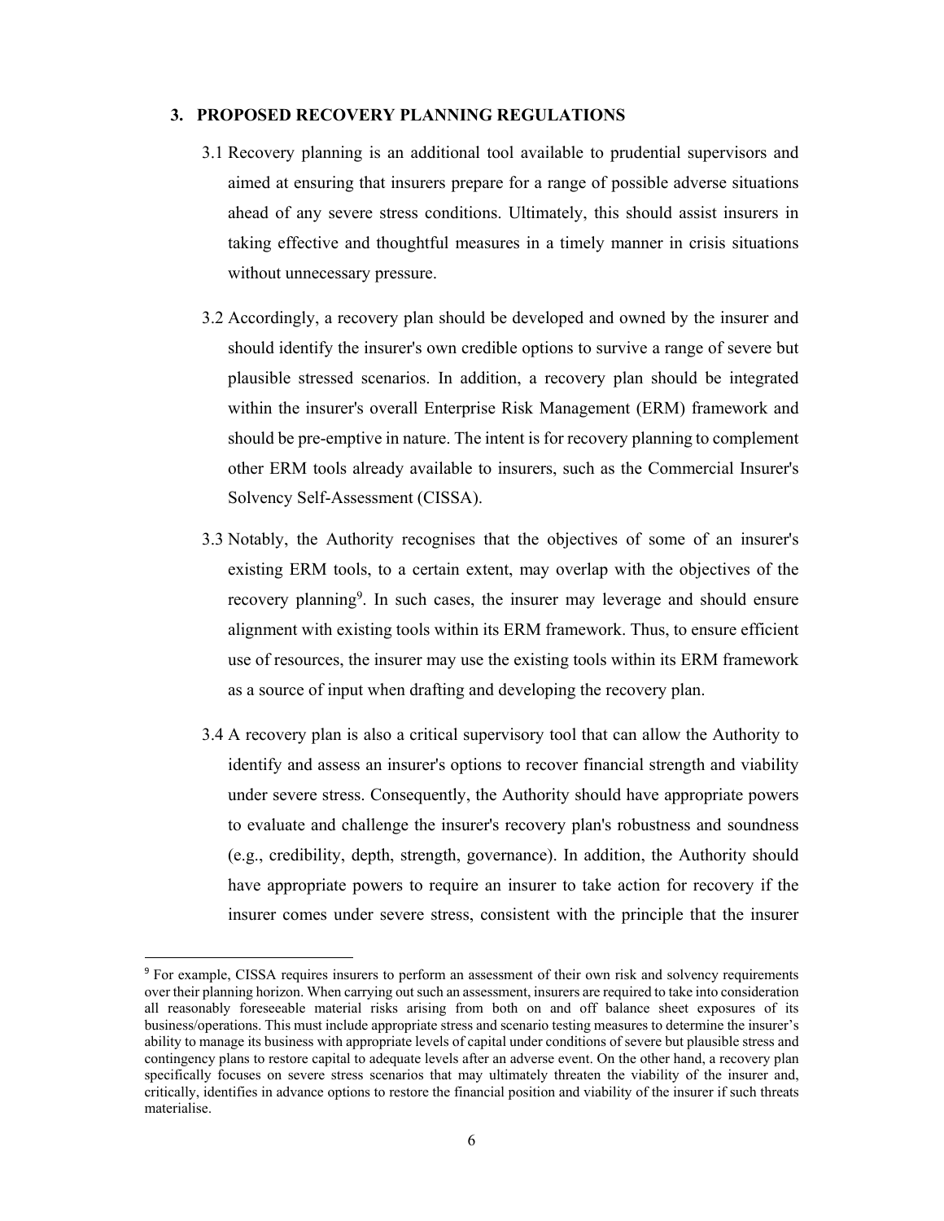## 3. PROPOSED RECOVERY PLANNING REGULATIONS

3.1 Recovery planning is an additional tool available to prudential supervisors and aimed at ensuring that insurers prepare for a range of possible adverse situations ahead of any severe stress conditions. Ultimately, this should assist insurers in taking effective and thoughtful measures in a timely manner in crisis situations without unnecessary pressure.

3.2 Accordingly, a recovery plan should be developed and owned by the insurer and should identify the insurer's own credible options to survive a range of severe but plausible stressed scenarios. In addition, a recovery plan should be integrated within the insurer's overall Enterprise Risk Management (ERM) framework and should be pre-emptive in nature. The intent is for recovery planning to complement other ERM tools already available to insurers, such as the Commercial Insurer's Solvency Self-Assessment (CISSA).

3.3 Notably, the Authority recognises that the objectives of some of an insurer's existing ERM tools, to a certain extent, may overlap with the objectives of the recovery planning[9]. In such cases, the insurer may leverage and should ensure alignment with existing tools within its ERM framework. Thus, to ensure efficient use of resources, the insurer may use the existing tools within its ERM framework as a source of input when drafting and developing the recovery plan.

3.4 A recovery plan is also a critical supervisory tool that can allow the Authority to identify and assess an insurer's options to recover financial strength and viability under severe stress. Consequently, the Authority should have appropriate powers to evaluate and challenge the insurer's recovery plan's robustness and soundness (e.g., credibility, depth, strength, governance). In addition, the Authority should have appropriate powers to require an insurer to take action for recovery if the insurer comes under severe stress, consistent with the principle that the insurer

---

[9] For example, CISSA requires insurers to perform an assessment of their own risk and solvency requirements over their planning horizon. When carrying out such an assessment, insurers are required to take into consideration all reasonably foreseeable material risks arising from both on and off balance sheet exposures of its business/operations. This must include appropriate stress and scenario testing measures to determine the insurer's ability to manage its business with appropriate levels of capital under conditions of severe but plausible stress and contingency plans to restore capital to adequate levels after an adverse event. On the other hand, a recovery plan specifically focuses on severe stress scenarios that may ultimately threaten the viability of the insurer and, critically, identifies in advance options to restore the financial position and viability of the insurer if such threats materialise.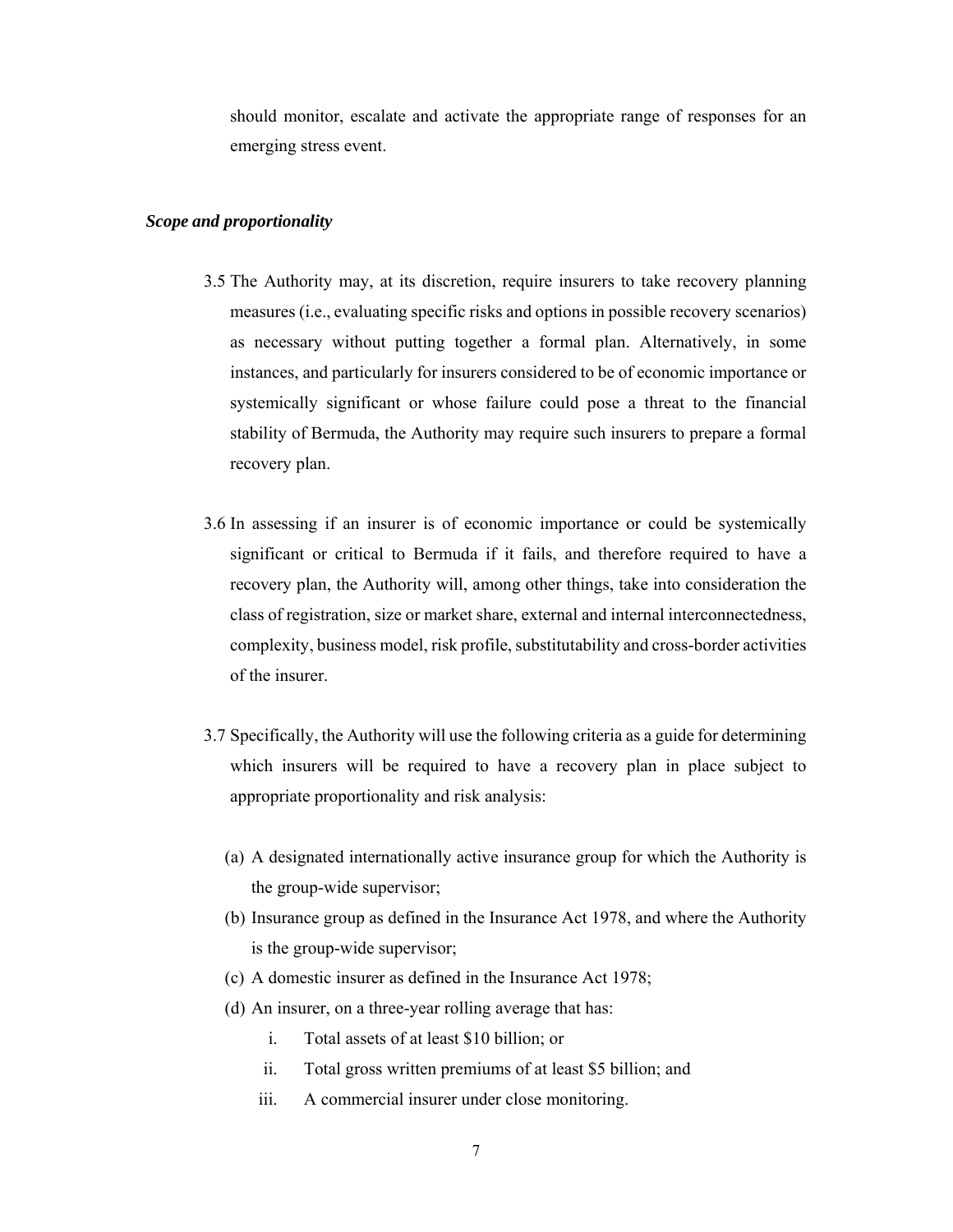should monitor, escalate and activate the appropriate range of responses for an emerging stress event.

***Scope and proportionality***

3.5 The Authority may, at its discretion, require insurers to take recovery planning measures (i.e., evaluating specific risks and options in possible recovery scenarios) as necessary without putting together a formal plan. Alternatively, in some instances, and particularly for insurers considered to be of economic importance or systemically significant or whose failure could pose a threat to the financial stability of Bermuda, the Authority may require such insurers to prepare a formal recovery plan.

3.6 In assessing if an insurer is of economic importance or could be systemically significant or critical to Bermuda if it fails, and therefore required to have a recovery plan, the Authority will, among other things, take into consideration the class of registration, size or market share, external and internal interconnectedness, complexity, business model, risk profile, substitutability and cross-border activities of the insurer.

3.7 Specifically, the Authority will use the following criteria as a guide for determining which insurers will be required to have a recovery plan in place subject to appropriate proportionality and risk analysis:

(a) A designated internationally active insurance group for which the Authority is the group-wide supervisor;

(b) Insurance group as defined in the Insurance Act 1978, and where the Authority is the group-wide supervisor;

(c) A domestic insurer as defined in the Insurance Act 1978;

(d) An insurer, on a three-year rolling average that has:

   i. Total assets of at least $10 billion; or

   ii. Total gross written premiums of at least $5 billion; and

   iii. A commercial insurer under close monitoring.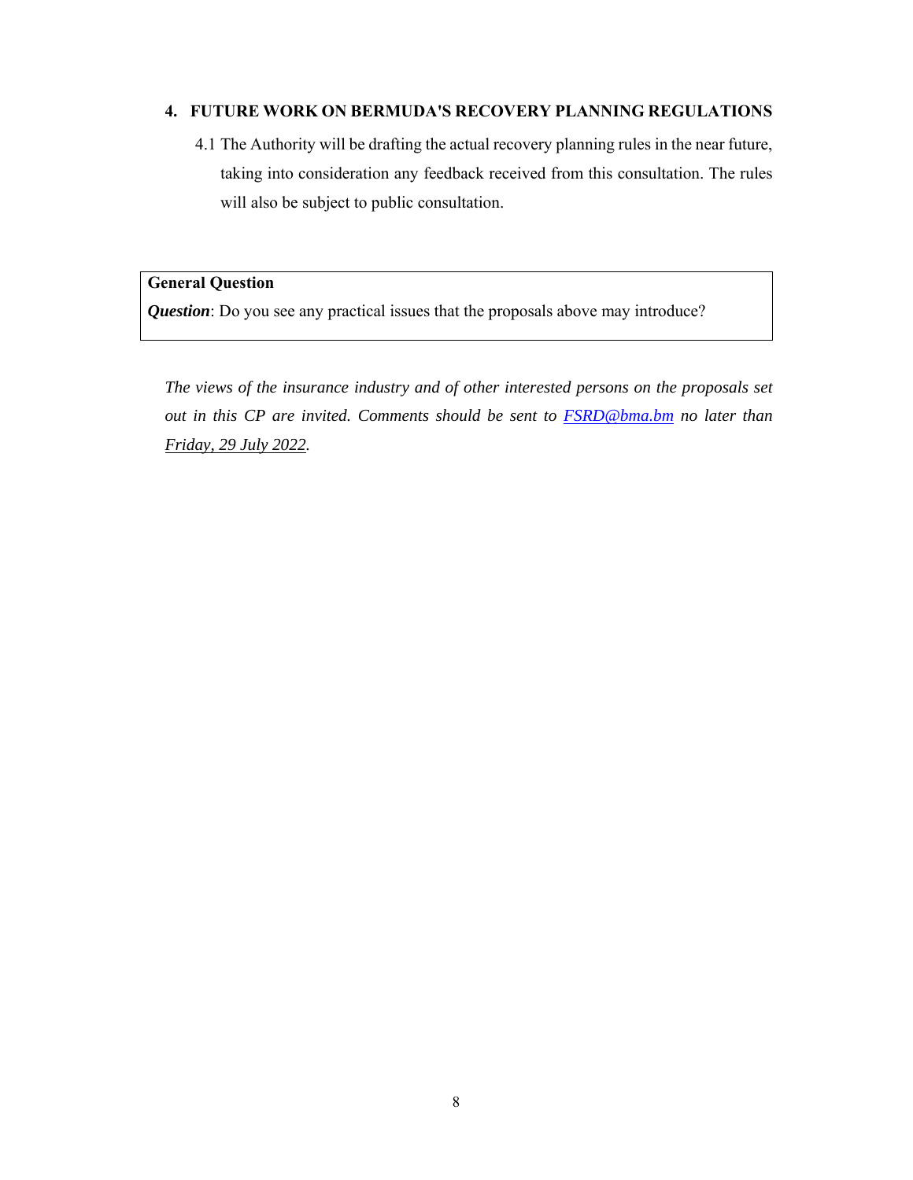## 4. FUTURE WORK ON BERMUDA'S RECOVERY PLANNING REGULATIONS

4.1 The Authority will be drafting the actual recovery planning rules in the near future, taking into consideration any feedback received from this consultation. The rules will also be subject to public consultation.

**General Question**

***Question***: Do you see any practical issues that the proposals above may introduce?

*The views of the insurance industry and of other interested persons on the proposals set out in this CP are invited. Comments should be sent to FSRD@bma.bm no later than Friday, 29 July 2022.*